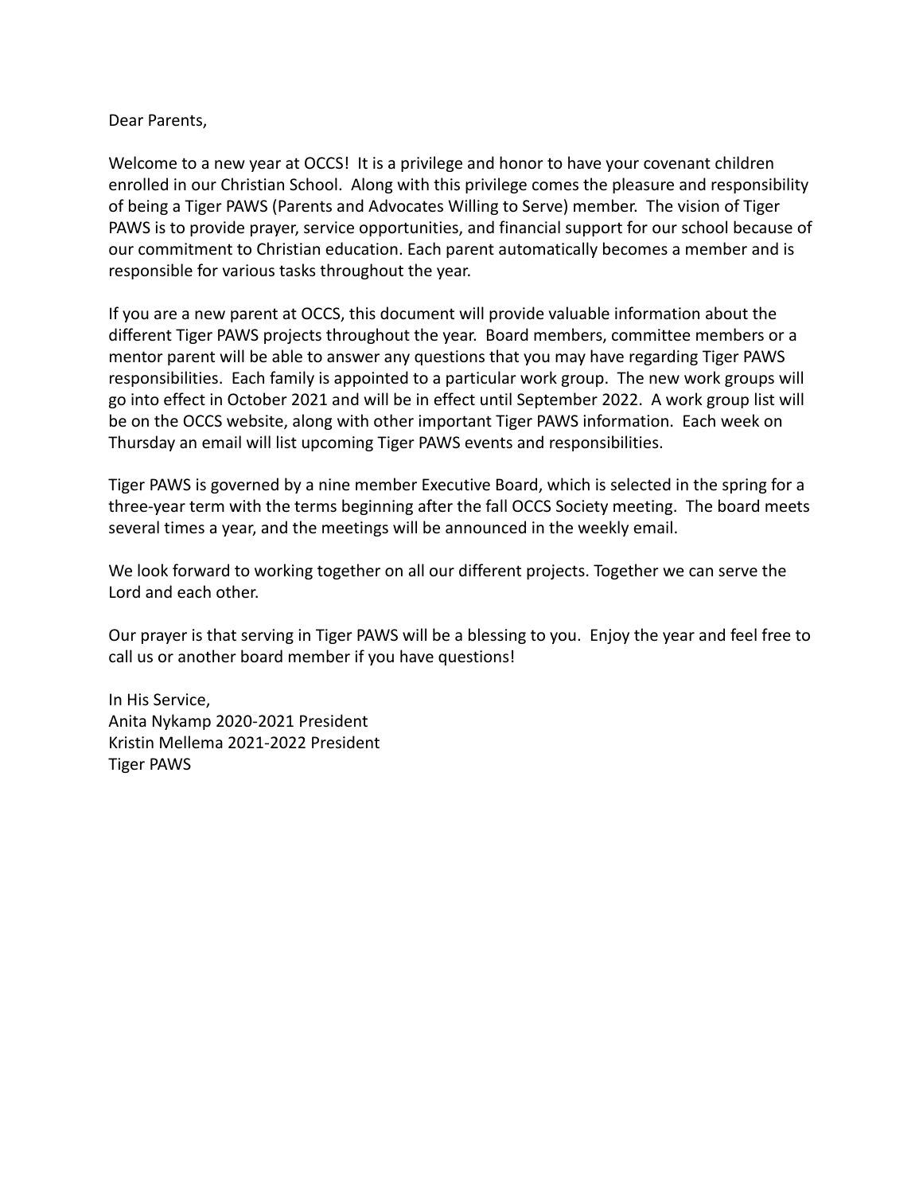Dear Parents,

Welcome to a new year at OCCS! It is a privilege and honor to have your covenant children enrolled in our Christian School. Along with this privilege comes the pleasure and responsibility of being a Tiger PAWS (Parents and Advocates Willing to Serve) member. The vision of Tiger PAWS is to provide prayer, service opportunities, and financial support for our school because of our commitment to Christian education. Each parent automatically becomes a member and is responsible for various tasks throughout the year.

If you are a new parent at OCCS, this document will provide valuable information about the different Tiger PAWS projects throughout the year. Board members, committee members or a mentor parent will be able to answer any questions that you may have regarding Tiger PAWS responsibilities. Each family is appointed to a particular work group. The new work groups will go into effect in October 2021 and will be in effect until September 2022. A work group list will be on the OCCS website, along with other important Tiger PAWS information. Each week on Thursday an email will list upcoming Tiger PAWS events and responsibilities.

Tiger PAWS is governed by a nine member Executive Board, which is selected in the spring for a three-year term with the terms beginning after the fall OCCS Society meeting. The board meets several times a year, and the meetings will be announced in the weekly email.

We look forward to working together on all our different projects. Together we can serve the Lord and each other.

Our prayer is that serving in Tiger PAWS will be a blessing to you. Enjoy the year and feel free to call us or another board member if you have questions!

In His Service,
Anita Nykamp 2020-2021 President
Kristin Mellema 2021-2022 President
Tiger PAWS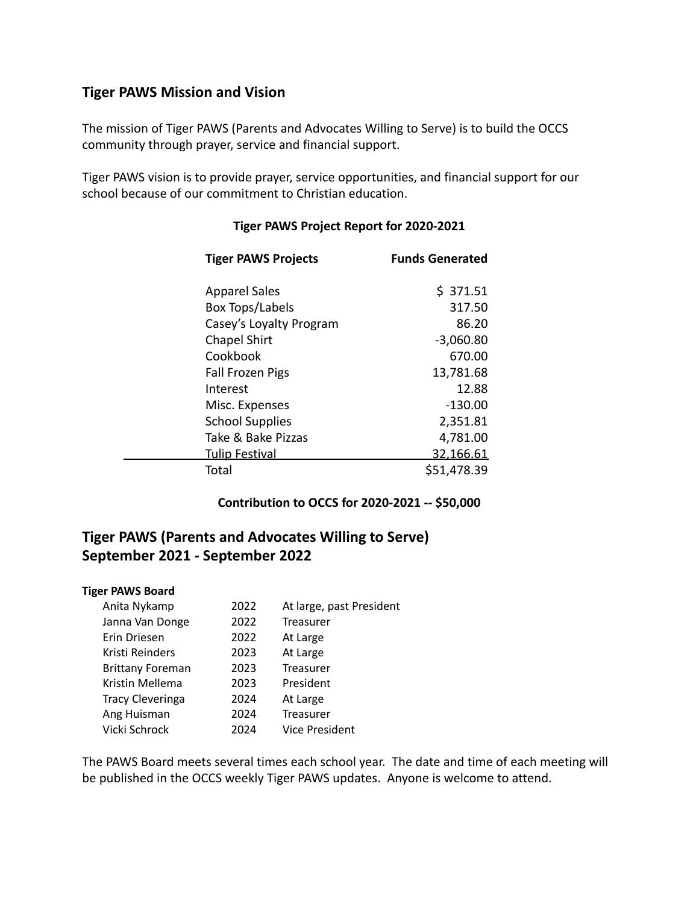## Tiger PAWS Mission and Vision

The mission of Tiger PAWS (Parents and Advocates Willing to Serve) is to build the OCCS community through prayer, service and financial support.

Tiger PAWS vision is to provide prayer, service opportunities, and financial support for our school because of our commitment to Christian education.

**Tiger PAWS Project Report for 2020-2021**

| Tiger PAWS Projects | Funds Generated |
|---|---|
| Apparel Sales | $ 371.51 |
| Box Tops/Labels | 317.50 |
| Casey's Loyalty Program | 86.20 |
| Chapel Shirt | -3,060.80 |
| Cookbook | 670.00 |
| Fall Frozen Pigs | 13,781.68 |
| Interest | 12.88 |
| Misc. Expenses | -130.00 |
| School Supplies | 2,351.81 |
| Take & Bake Pizzas | 4,781.00 |
| Tulip Festival | 32,166.61 |
| Total | $51,478.39 |

**Contribution to OCCS for 2020-2021 -- $50,000**

## Tiger PAWS (Parents and Advocates Willing to Serve) September 2021 - September 2022

**Tiger PAWS Board**

| Name | Term | Position |
|---|---|---|
| Anita Nykamp | 2022 | At large, past President |
| Janna Van Donge | 2022 | Treasurer |
| Erin Driesen | 2022 | At Large |
| Kristi Reinders | 2023 | At Large |
| Brittany Foreman | 2023 | Treasurer |
| Kristin Mellema | 2023 | President |
| Tracy Cleveringa | 2024 | At Large |
| Ang Huisman | 2024 | Treasurer |
| Vicki Schrock | 2024 | Vice President |

The PAWS Board meets several times each school year. The date and time of each meeting will be published in the OCCS weekly Tiger PAWS updates. Anyone is welcome to attend.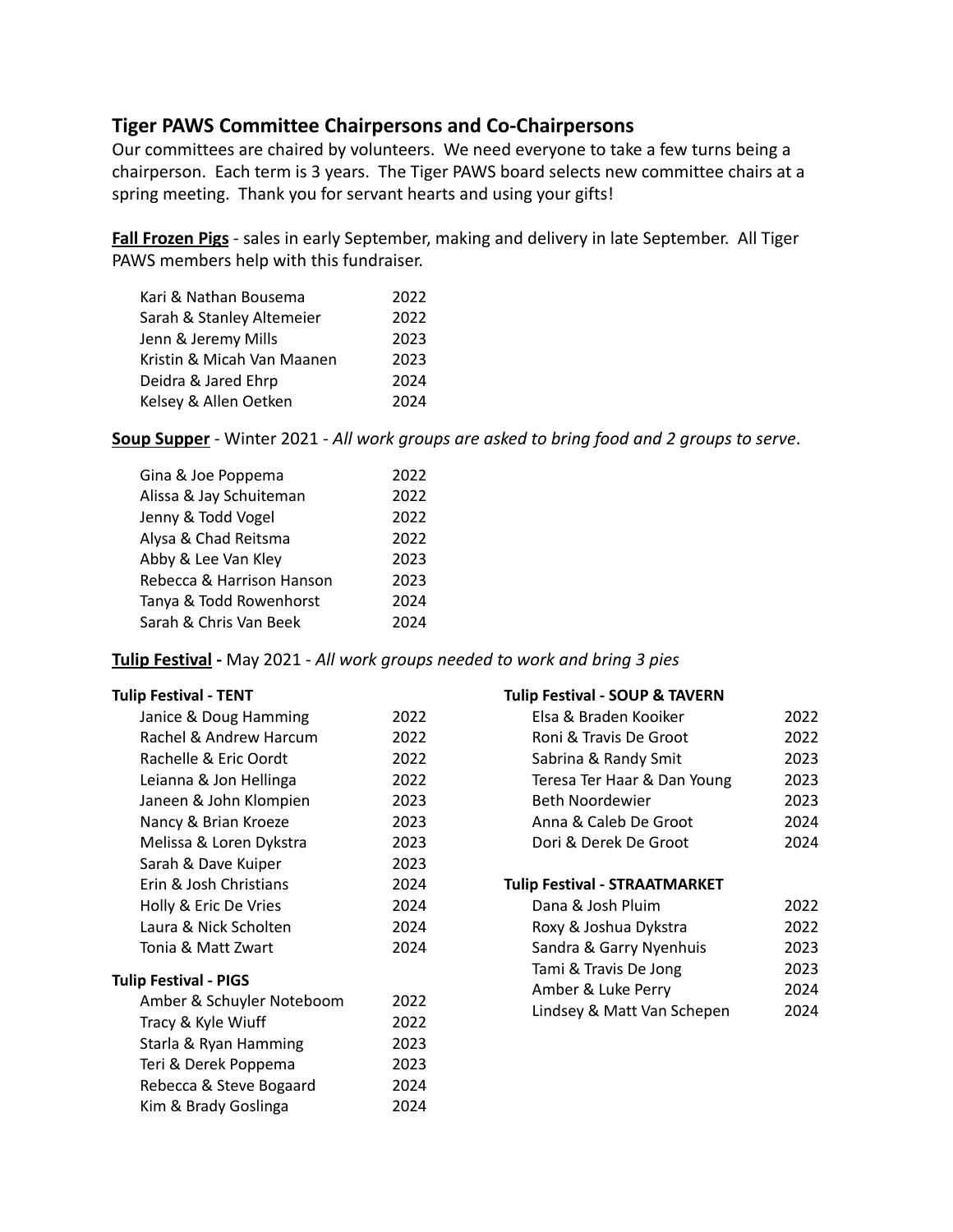## Tiger PAWS Committee Chairpersons and Co-Chairpersons

Our committees are chaired by volunteers. We need everyone to take a few turns being a chairperson. Each term is 3 years. The Tiger PAWS board selects new committee chairs at a spring meeting. Thank you for servant hearts and using your gifts!

**Fall Frozen Pigs** - sales in early September, making and delivery in late September. All Tiger PAWS members help with this fundraiser.

| | |
|---|---|
| Kari & Nathan Bousema | 2022 |
| Sarah & Stanley Altemeier | 2022 |
| Jenn & Jeremy Mills | 2023 |
| Kristin & Micah Van Maanen | 2023 |
| Deidra & Jared Ehrp | 2024 |
| Kelsey & Allen Oetken | 2024 |

**Soup Supper** - Winter 2021 - *All work groups are asked to bring food and 2 groups to serve*.

| | |
|---|---|
| Gina & Joe Poppema | 2022 |
| Alissa & Jay Schuiteman | 2022 |
| Jenny & Todd Vogel | 2022 |
| Alysa & Chad Reitsma | 2022 |
| Abby & Lee Van Kley | 2023 |
| Rebecca & Harrison Hanson | 2023 |
| Tanya & Todd Rowenhorst | 2024 |
| Sarah & Chris Van Beek | 2024 |

**Tulip Festival -** May 2021 - *All work groups needed to work and bring 3 pies*

**Tulip Festival - TENT**

| | |
|---|---|
| Janice & Doug Hamming | 2022 |
| Rachel & Andrew Harcum | 2022 |
| Rachelle & Eric Oordt | 2022 |
| Leianna & Jon Hellinga | 2022 |
| Janeen & John Klompien | 2023 |
| Nancy & Brian Kroeze | 2023 |
| Melissa & Loren Dykstra | 2023 |
| Sarah & Dave Kuiper | 2023 |
| Erin & Josh Christians | 2024 |
| Holly & Eric De Vries | 2024 |
| Laura & Nick Scholten | 2024 |
| Tonia & Matt Zwart | 2024 |

**Tulip Festival - PIGS**

| | |
|---|---|
| Amber & Schuyler Noteboom | 2022 |
| Tracy & Kyle Wiuff | 2022 |
| Starla & Ryan Hamming | 2023 |
| Teri & Derek Poppema | 2023 |
| Rebecca & Steve Bogaard | 2024 |
| Kim & Brady Goslinga | 2024 |

**Tulip Festival - SOUP & TAVERN**

| | |
|---|---|
| Elsa & Braden Kooiker | 2022 |
| Roni & Travis De Groot | 2022 |
| Sabrina & Randy Smit | 2023 |
| Teresa Ter Haar & Dan Young | 2023 |
| Beth Noordewier | 2023 |
| Anna & Caleb De Groot | 2024 |
| Dori & Derek De Groot | 2024 |

**Tulip Festival - STRAATMARKET**

| | |
|---|---|
| Dana & Josh Pluim | 2022 |
| Roxy & Joshua Dykstra | 2022 |
| Sandra & Garry Nyenhuis | 2023 |
| Tami & Travis De Jong | 2023 |
| Amber & Luke Perry | 2024 |
| Lindsey & Matt Van Schepen | 2024 |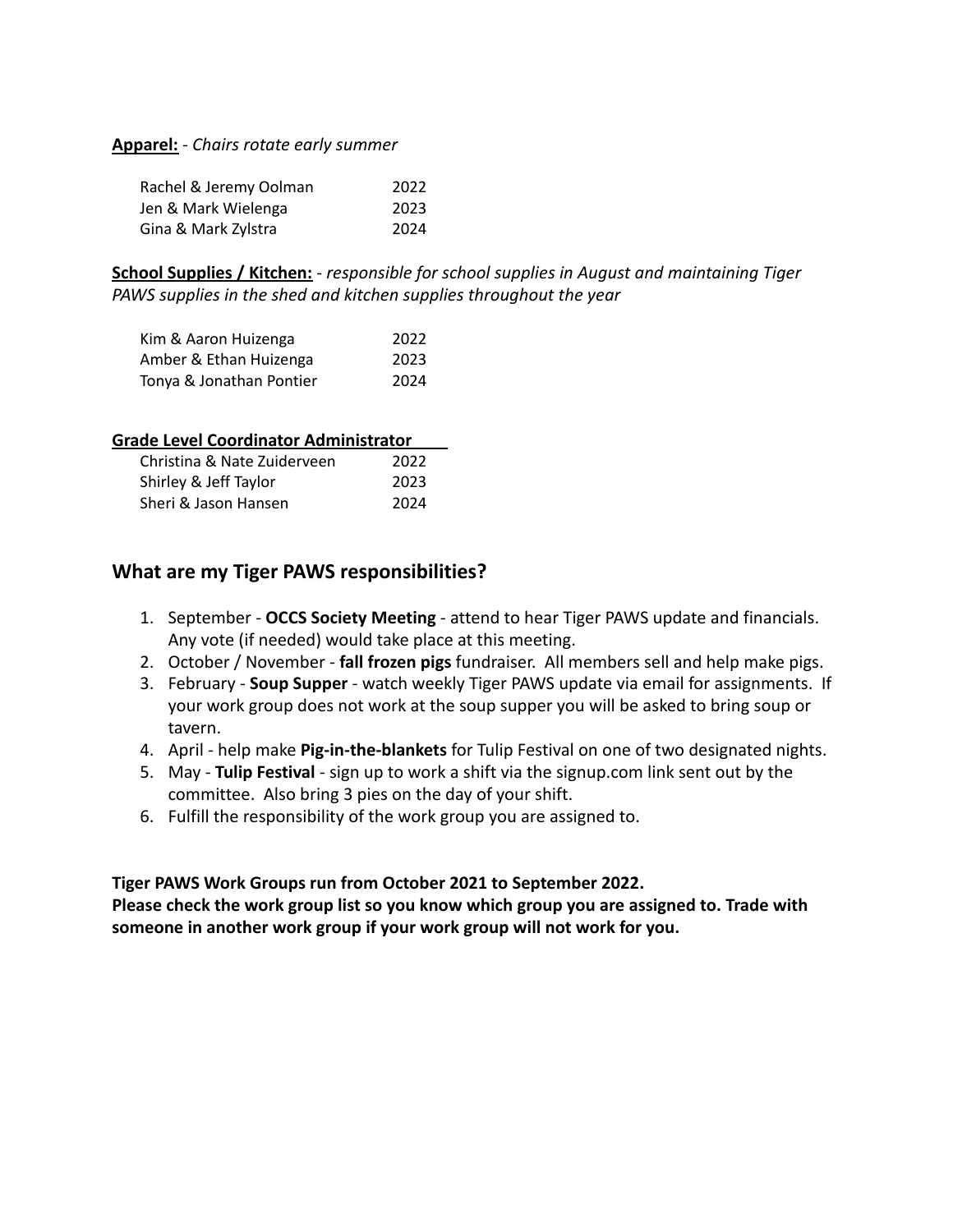**Apparel:** - *Chairs rotate early summer*

| | |
|---|---|
| Rachel & Jeremy Oolman | 2022 |
| Jen & Mark Wielenga | 2023 |
| Gina & Mark Zylstra | 2024 |

**School Supplies / Kitchen:** - *responsible for school supplies in August and maintaining Tiger PAWS supplies in the shed and kitchen supplies throughout the year*

| | |
|---|---|
| Kim & Aaron Huizenga | 2022 |
| Amber & Ethan Huizenga | 2023 |
| Tonya & Jonathan Pontier | 2024 |

**Grade Level Coordinator Administrator**

| | |
|---|---|
| Christina & Nate Zuiderveen | 2022 |
| Shirley & Jeff Taylor | 2023 |
| Sheri & Jason Hansen | 2024 |

## What are my Tiger PAWS responsibilities?

1. September - **OCCS Society Meeting** - attend to hear Tiger PAWS update and financials. Any vote (if needed) would take place at this meeting.
2. October / November - **fall frozen pigs** fundraiser. All members sell and help make pigs.
3. February - **Soup Supper** - watch weekly Tiger PAWS update via email for assignments. If your work group does not work at the soup supper you will be asked to bring soup or tavern.
4. April - help make **Pig-in-the-blankets** for Tulip Festival on one of two designated nights.
5. May - **Tulip Festival** - sign up to work a shift via the signup.com link sent out by the committee. Also bring 3 pies on the day of your shift.
6. Fulfill the responsibility of the work group you are assigned to.

**Tiger PAWS Work Groups run from October 2021 to September 2022.**
**Please check the work group list so you know which group you are assigned to. Trade with someone in another work group if your work group will not work for you.**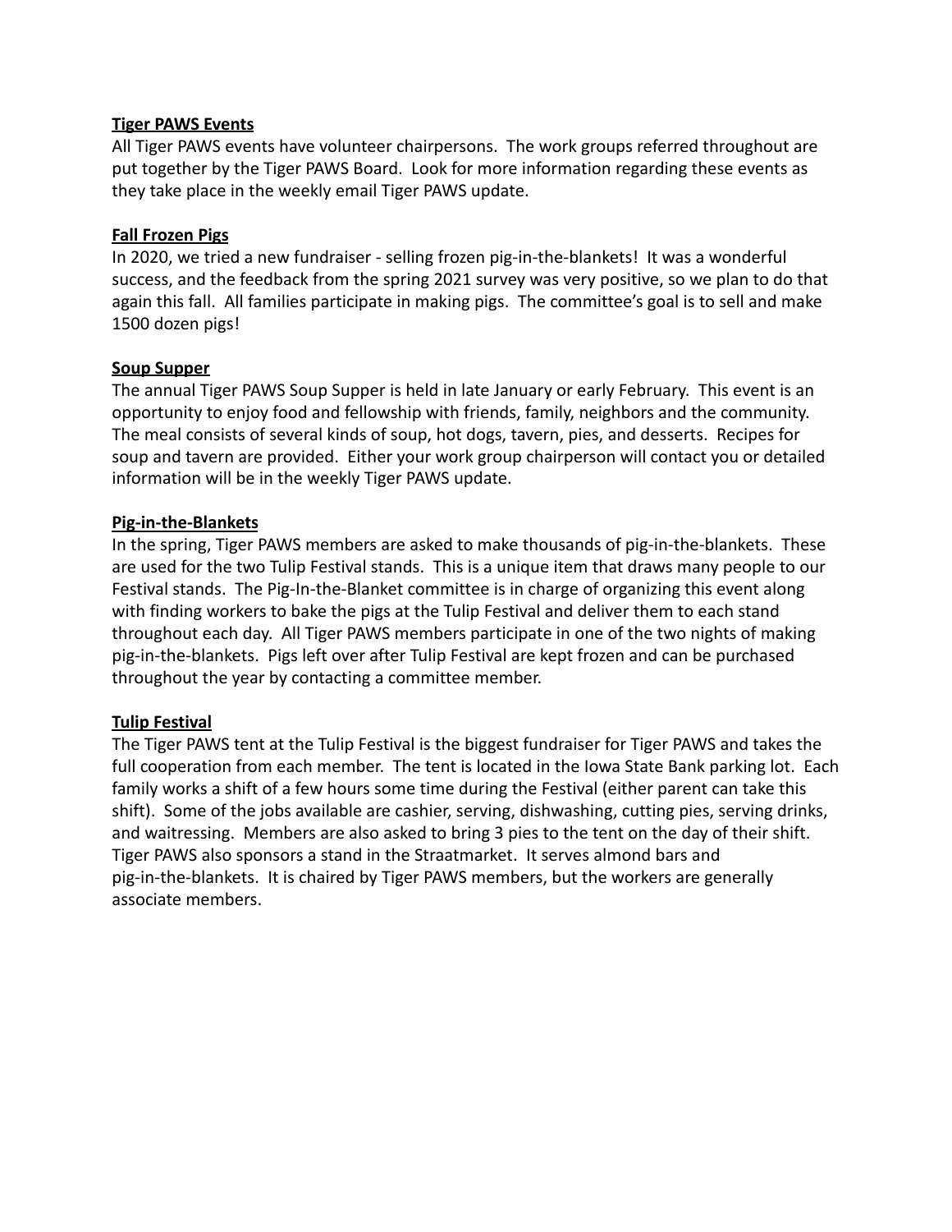## Tiger PAWS Events

All Tiger PAWS events have volunteer chairpersons. The work groups referred throughout are put together by the Tiger PAWS Board. Look for more information regarding these events as they take place in the weekly email Tiger PAWS update.

## Fall Frozen Pigs

In 2020, we tried a new fundraiser - selling frozen pig-in-the-blankets! It was a wonderful success, and the feedback from the spring 2021 survey was very positive, so we plan to do that again this fall. All families participate in making pigs. The committee's goal is to sell and make 1500 dozen pigs!

## Soup Supper

The annual Tiger PAWS Soup Supper is held in late January or early February. This event is an opportunity to enjoy food and fellowship with friends, family, neighbors and the community. The meal consists of several kinds of soup, hot dogs, tavern, pies, and desserts. Recipes for soup and tavern are provided. Either your work group chairperson will contact you or detailed information will be in the weekly Tiger PAWS update.

## Pig-in-the-Blankets

In the spring, Tiger PAWS members are asked to make thousands of pig-in-the-blankets. These are used for the two Tulip Festival stands. This is a unique item that draws many people to our Festival stands. The Pig-In-the-Blanket committee is in charge of organizing this event along with finding workers to bake the pigs at the Tulip Festival and deliver them to each stand throughout each day. All Tiger PAWS members participate in one of the two nights of making pig-in-the-blankets. Pigs left over after Tulip Festival are kept frozen and can be purchased throughout the year by contacting a committee member.

## Tulip Festival

The Tiger PAWS tent at the Tulip Festival is the biggest fundraiser for Tiger PAWS and takes the full cooperation from each member. The tent is located in the Iowa State Bank parking lot. Each family works a shift of a few hours some time during the Festival (either parent can take this shift). Some of the jobs available are cashier, serving, dishwashing, cutting pies, serving drinks, and waitressing. Members are also asked to bring 3 pies to the tent on the day of their shift. Tiger PAWS also sponsors a stand in the Straatmarket. It serves almond bars and pig-in-the-blankets. It is chaired by Tiger PAWS members, but the workers are generally associate members.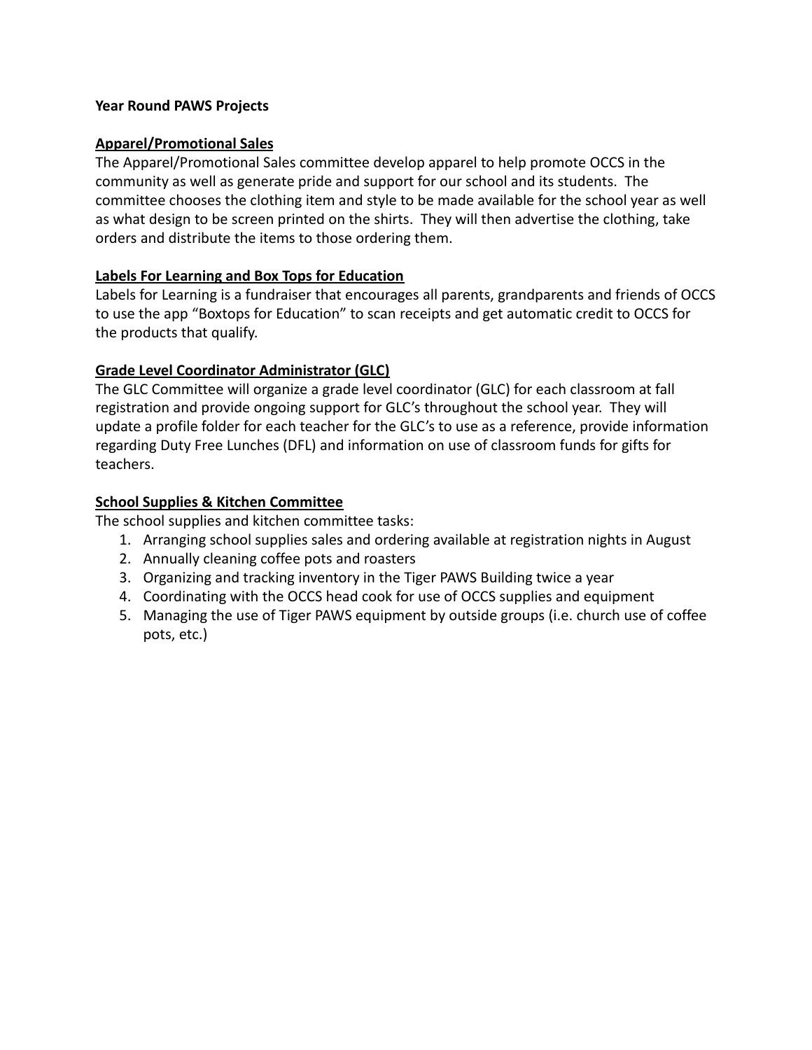**Year Round PAWS Projects**

**Apparel/Promotional Sales**

The Apparel/Promotional Sales committee develop apparel to help promote OCCS in the community as well as generate pride and support for our school and its students. The committee chooses the clothing item and style to be made available for the school year as well as what design to be screen printed on the shirts. They will then advertise the clothing, take orders and distribute the items to those ordering them.

**Labels For Learning and Box Tops for Education**

Labels for Learning is a fundraiser that encourages all parents, grandparents and friends of OCCS to use the app "Boxtops for Education" to scan receipts and get automatic credit to OCCS for the products that qualify.

**Grade Level Coordinator Administrator (GLC)**

The GLC Committee will organize a grade level coordinator (GLC) for each classroom at fall registration and provide ongoing support for GLC's throughout the school year. They will update a profile folder for each teacher for the GLC's to use as a reference, provide information regarding Duty Free Lunches (DFL) and information on use of classroom funds for gifts for teachers.

**School Supplies & Kitchen Committee**

The school supplies and kitchen committee tasks:

1. Arranging school supplies sales and ordering available at registration nights in August
2. Annually cleaning coffee pots and roasters
3. Organizing and tracking inventory in the Tiger PAWS Building twice a year
4. Coordinating with the OCCS head cook for use of OCCS supplies and equipment
5. Managing the use of Tiger PAWS equipment by outside groups (i.e. church use of coffee pots, etc.)